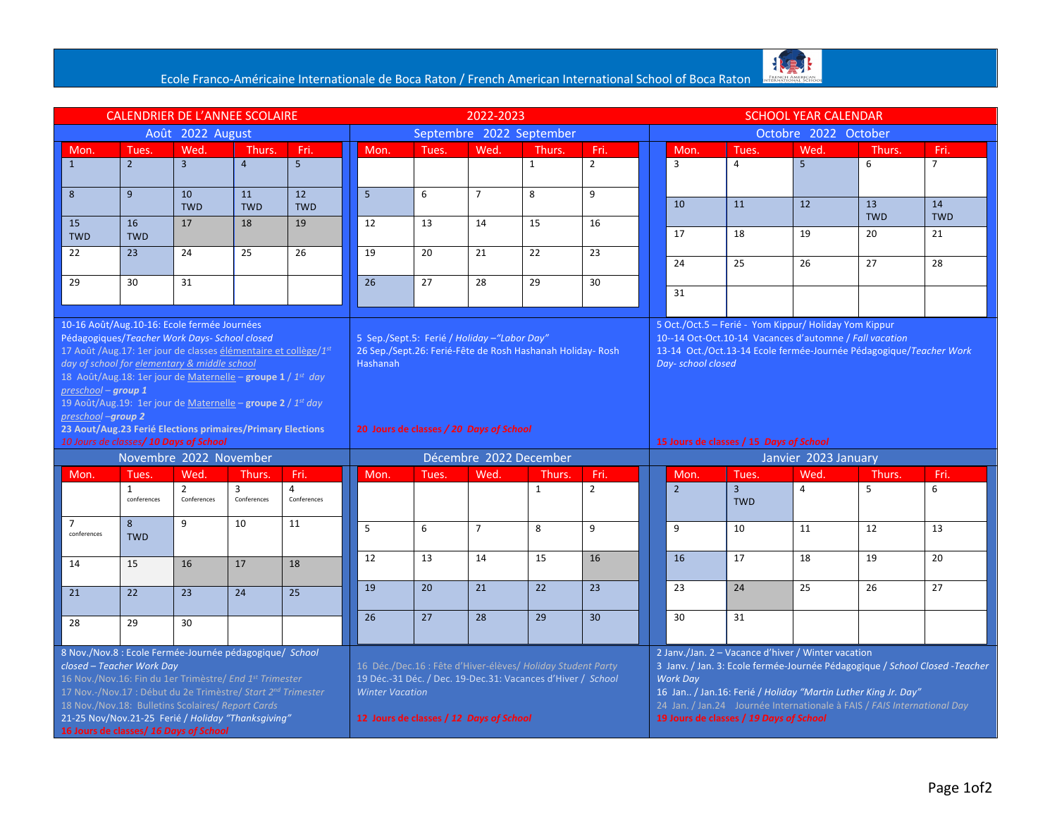# Ecole Franco-Américaine Internationale de Boca Raton / French American International School of Boca Raton

## CALENDRIER DE L'ANNEE SCOLAIRE 2022-2023 SCHOOL YEAR CALENDAR

### Août 2022 August

| Mon. | Tues. | Wed. | Thurs. | Fri. |
|---|---|---|---|---|
| 1 | 2 | 3 | 4 | 5 |
| 8 | 9 | 10 TWD | 11 TWD | 12 TWD |
| 15 TWD | 16 TWD | 17 | 18 | 19 |
| 22 | 23 | 24 | 25 | 26 |
| 29 | 30 | 31 | | |

10-16 Août/Aug.10-16: Ecole fermée Journées Pédagogiques/*Teacher Work Days- School closed*
17 Août /Aug.17: 1er jour de classes élémentaire et collège/*1st day of school for elementary & middle school*
18 Août/Aug.18: 1er jour de Maternelle – **groupe 1** / *1st day preschool – **group 1***
19 Août/Aug.19: 1er jour de Maternelle – **groupe 2** / *1st day preschool –**group 2***
**23 Aout/Aug.23 Ferié Elections primaires/Primary Elections**
*10 Jours de classes/ **10 Days of School***

### Septembre 2022 September

| Mon. | Tues. | Wed. | Thurs. | Fri. |
|---|---|---|---|---|
| | | | 1 | 2 |
| 5 | 6 | 7 | 8 | 9 |
| 12 | 13 | 14 | 15 | 16 |
| 19 | 20 | 21 | 22 | 23 |
| 26 | 27 | 28 | 29 | 30 |

5 Sep./Sept.5: Ferié / *Holiday –"Labor Day"*
26 Sep./Sept.26: Ferié-Fête de Rosh Hashanah Holiday- Rosh Hashanah
***20 Jours de classes / 20 Days of School***

### Octobre 2022 October

| Mon. | Tues. | Wed. | Thurs. | Fri. |
|---|---|---|---|---|
| 3 | 4 | 5 | 6 | 7 |
| 10 | 11 | 12 | 13 TWD | 14 TWD |
| 17 | 18 | 19 | 20 | 21 |
| 24 | 25 | 26 | 27 | 28 |
| 31 | | | | |

5 Oct./Oct.5 – Ferié - Yom Kippur/ Holiday Yom Kippur
10--14 Oct-Oct.10-14 Vacances d'automne / *Fall vacation*
13-14 Oct./Oct.13-14 Ecole fermée-Journée Pédagogique/*Teacher Work Day- school closed*
***15 Jours de classes / 15 Days of School***

### Novembre 2022 November

| Mon. | Tues. | Wed. | Thurs. | Fri. |
|---|---|---|---|---|
| | 1 conferences | 2 Conferences | 3 Conferences | 4 Conferences |
| 7 conferences | 8 TWD | 9 | 10 | 11 |
| 14 | 15 | 16 | 17 | 18 |
| 21 | 22 | 23 | 24 | 25 |
| 28 | 29 | 30 | | |

8 Nov./Nov.8 : Ecole Fermée-Journée pédagogique/ *School closed – Teacher Work Day*
16 Nov./Nov.16: Fin du 1er Trimèstre/ *End 1st Trimester*
17 Nov.-/Nov.17 : Début du 2e Trimèstre/ *Start 2nd Trimester*
18 Nov./Nov.18: Bulletins Scolaires/ *Report Cards*
21-25 Nov/Nov.21-25 Ferié / *Holiday "Thanksgiving"*
***16 Jours de classes/ 16 Days of School***

### Décembre 2022 December

| Mon. | Tues. | Wed. | Thurs. | Fri. |
|---|---|---|---|---|
| | | | 1 | 2 |
| 5 | 6 | 7 | 8 | 9 |
| 12 | 13 | 14 | 15 | 16 |
| 19 | 20 | 21 | 22 | 23 |
| 26 | 27 | 28 | 29 | 30 |

16 Déc./Dec.16 : Fête d'Hiver-élèves/ *Holiday Student Party*
19 Déc.-31 Déc. / Dec. 19-Dec.31: Vacances d'Hiver / *School Winter Vacation*
***12 Jours de classes / 12 Days of School***

### Janvier 2023 January

| Mon. | Tues. | Wed. | Thurs. | Fri. |
|---|---|---|---|---|
| 2 | 3 TWD | 4 | 5 | 6 |
| 9 | 10 | 11 | 12 | 13 |
| 16 | 17 | 18 | 19 | 20 |
| 23 | 24 | 25 | 26 | 27 |
| 30 | 31 | | | |

2 Janv./Jan. 2 – Vacance d'hiver / Winter vacation
3 Janv. / Jan. 3: Ecole fermée-Journée Pédagogique / *School Closed -Teacher Work Day*
16 Jan.. / Jan.16: Ferié / *Holiday "Martin Luther King Jr. Day"*
24 Jan. / Jan.24 Journée Internationale à FAIS / *FAIS International Day*
***19 Jours de classes / 19 Days of School***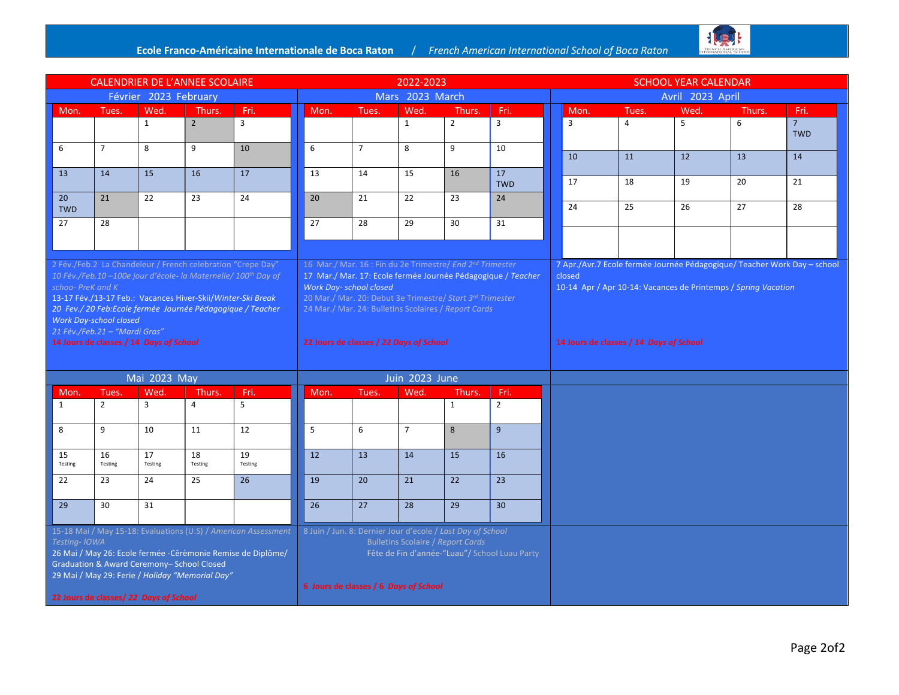# Ecole Franco-Américaine Internationale de Boca Raton / *French American International School of Boca Raton*

## CALENDRIER DE L'ANNEE SCOLAIRE 2022-2023 SCHOOL YEAR CALENDAR

### Février 2023 February

| Mon. | Tues. | Wed. | Thurs. | Fri. |
| --- | --- | --- | --- | --- |
| | | 1 | 2 | 3 |
| 6 | 7 | 8 | 9 | 10 |
| 13 | 14 | 15 | 16 | 17 |
| 20 TWD | 21 | 22 | 23 | 24 |
| 27 | 28 | | | |

2 Fév./Feb.2 La Chandeleur / French celebration "Crepe Day"
*10 Fév./Feb.10 –100e jour d'école- la Maternelle/ 100th Day of schoo- PreK and K*
13-17 Fév./13-17 Feb.: Vacances Hiver-Skii/*Winter-Ski Break*
***20 Fev./ 20 Feb:Ecole fermée Journée Pédagogique / Teacher Work Day-school closed***
*21 Fév./Feb.21 – "Mardi Gras"*
**14 Jours de classes / 14 *Days of School***

### Mars 2023 March

| Mon. | Tues. | Wed. | Thurs. | Fri. |
| --- | --- | --- | --- | --- |
| | | 1 | 2 | 3 |
| 6 | 7 | 8 | 9 | 10 |
| 13 | 14 | 15 | 16 | 17 TWD |
| 20 | 21 | 22 | 23 | 24 |
| 27 | 28 | 29 | 30 | 31 |

16 Mar./ Mar. 16 : Fin du 2e Trimestre/ *End 2nd Trimester*
17 Mar./ Mar. 17: Ecole fermée Journée Pédagogique / *Teacher Work Day- school closed*
20 Mar./ Mar. 20: Debut 3e Trimestre/ *Start 3rd Trimester*
24 Mar./ Mar. 24: Bulletins Scolaires / *Report Cards*
**22 Jours de classes / 22 *Days of School***

### Avril 2023 April

| Mon. | Tues. | Wed. | Thurs. | Fri. |
| --- | --- | --- | --- | --- |
| 3 | 4 | 5 | 6 | 7 TWD |
| 10 | 11 | 12 | 13 | 14 |
| 17 | 18 | 19 | 20 | 21 |
| 24 | 25 | 26 | 27 | 28 |
| | | | | |

7 Apr./Avr.7 Ecole fermée Journée Pédagogique/ Teacher Work Day – school closed
10-14 Apr / Apr 10-14: Vacances de Printemps / *Spring Vacation*
**14 Jours de classes / 14 *Days of School***

### Mai 2023 May

| Mon. | Tues. | Wed. | Thurs. | Fri. |
| --- | --- | --- | --- | --- |
| 1 | 2 | 3 | 4 | 5 |
| 8 | 9 | 10 | 11 | 12 |
| 15 Testing | 16 Testing | 17 Testing | 18 Testing | 19 Testing |
| 22 | 23 | 24 | 25 | 26 |
| 29 | 30 | 31 | | |

15-18 Mai / May 15-18: Evaluations (U.S) / *American Assessment Testing- IOWA*
26 Mai / May 26: Ecole fermée -Cêrèmonie Remise de Diplôme/ Graduation & Award Ceremony– School Closed
29 Mai / May 29: Ferie / *Holiday "Memorial Day"*
**22 Jours de classes/ 22 *Days of School***

### Juin 2023 June

| Mon. | Tues. | Wed. | Thurs. | Fri. |
| --- | --- | --- | --- | --- |
| | | | 1 | 2 |
| 5 | 6 | 7 | 8 | 9 |
| 12 | 13 | 14 | 15 | 16 |
| 19 | 20 | 21 | 22 | 23 |
| 26 | 27 | 28 | 29 | 30 |

8 Juin / Jun. 8: Dernier Jour d'ecole / *Last Day of School*
Bulletins Scolaire / *Report Cards*
Fête de Fin d'année-"Luau"/ School Luau Party
**6 Jours de classes / 6 *Days of School***